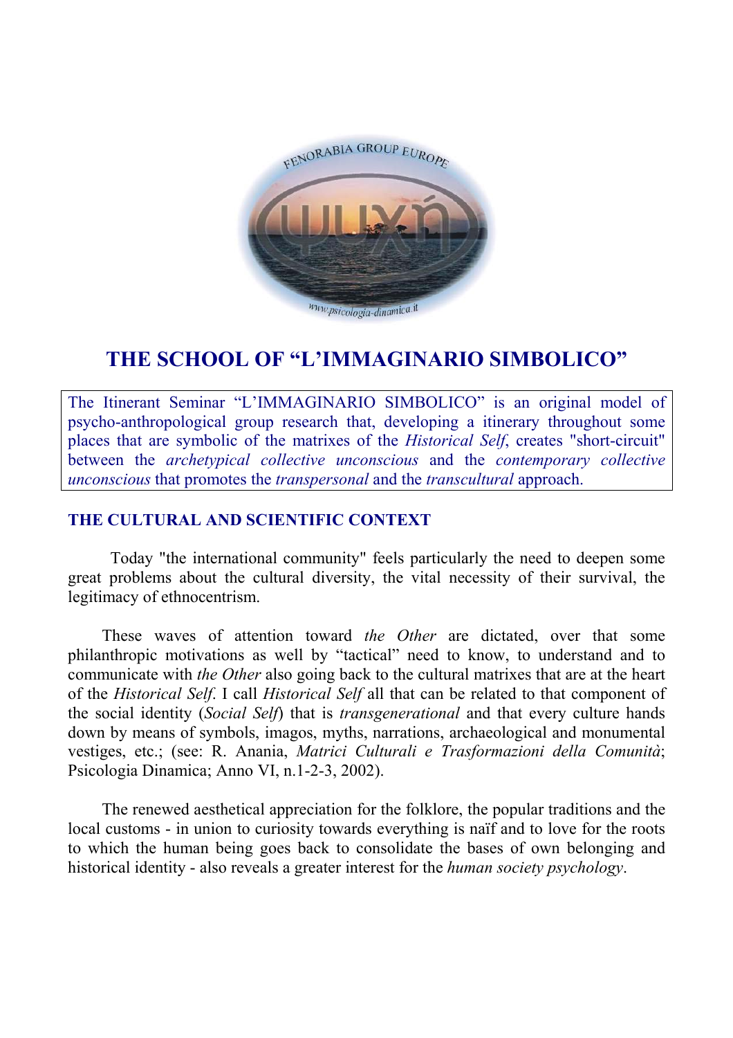# THE SCHOOL OF "L'IMMAGINARIO SIMBOLICO"

The Itinerant Seminar "L'IMMAGINARIO SIMBOLICO" is an original model of psycho-anthropological group research that, developing a itinerary throughout some places that are symbolic of the matrixes of the *Historical Self*, creates "short-circuit" between the *archetypical collective unconscious* and the *contemporary collective unconscious* that promotes the *transpersonal* and the *transcultural* approach.

## THE CULTURAL AND SCIENTIFIC CONTEXT

Today "the international community" feels particularly the need to deepen some great problems about the cultural diversity, the vital necessity of their survival, the legitimacy of ethnocentrism.

These waves of attention toward *the Other* are dictated, over that some philanthropic motivations as well by "tactical" need to know, to understand and to communicate with *the Other* also going back to the cultural matrixes that are at the heart of the *Historical Self*. I call *Historical Self* all that can be related to that component of the social identity (*Social Self*) that is *transgenerational* and that every culture hands down by means of symbols, imagos, myths, narrations, archaeological and monumental vestiges, etc.; (see: R. Anania, *Matrici Culturali e Trasformazioni della Comunità*; Psicologia Dinamica; Anno VI, n.1-2-3, 2002).

The renewed aesthetical appreciation for the folklore, the popular traditions and the local customs - in union to curiosity towards everything is naïf and to love for the roots to which the human being goes back to consolidate the bases of own belonging and historical identity - also reveals a greater interest for the *human society psychology*.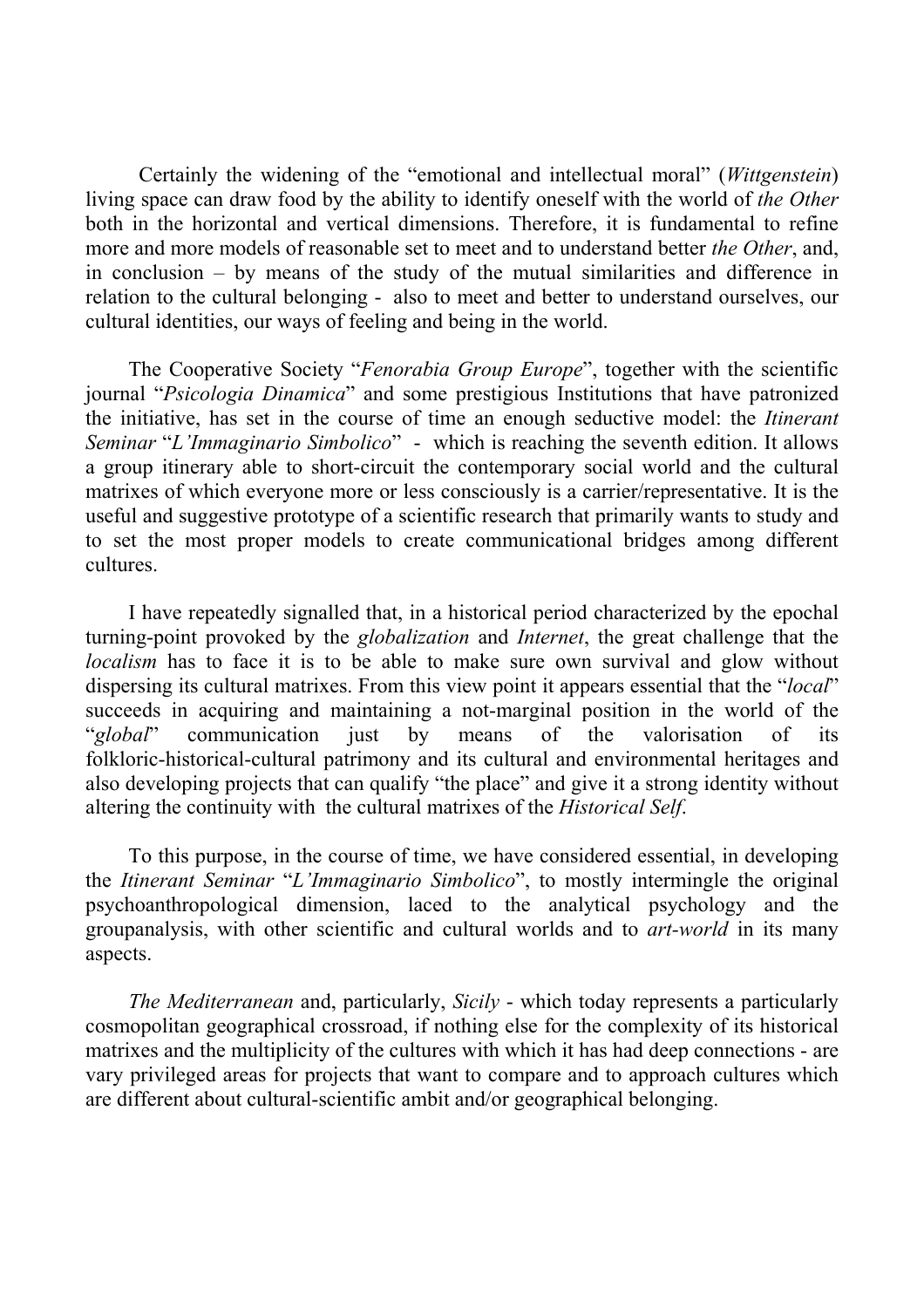Certainly the widening of the "emotional and intellectual moral" (*Wittgenstein*) living space can draw food by the ability to identify oneself with the world of *the Other* both in the horizontal and vertical dimensions. Therefore, it is fundamental to refine more and more models of reasonable set to meet and to understand better *the Other*, and, in conclusion – by means of the study of the mutual similarities and difference in relation to the cultural belonging - also to meet and better to understand ourselves, our cultural identities, our ways of feeling and being in the world.

The Cooperative Society "*Fenorabia Group Europe*", together with the scientific journal "*Psicologia Dinamica*" and some prestigious Institutions that have patronized the initiative, has set in the course of time an enough seductive model: the *Itinerant Seminar* "*L'Immaginario Simbolico*" - which is reaching the seventh edition. It allows a group itinerary able to short-circuit the contemporary social world and the cultural matrixes of which everyone more or less consciously is a carrier/representative. It is the useful and suggestive prototype of a scientific research that primarily wants to study and to set the most proper models to create communicational bridges among different cultures.

I have repeatedly signalled that, in a historical period characterized by the epochal turning-point provoked by the *globalization* and *Internet*, the great challenge that the *localism* has to face it is to be able to make sure own survival and glow without dispersing its cultural matrixes. From this view point it appears essential that the "*local*" succeeds in acquiring and maintaining a not-marginal position in the world of the "*global*" communication just by means of the valorisation of its folkloric-historical-cultural patrimony and its cultural and environmental heritages and also developing projects that can qualify "the place" and give it a strong identity without altering the continuity with the cultural matrixes of the *Historical Self*.

To this purpose, in the course of time, we have considered essential, in developing the *Itinerant Seminar* "*L'Immaginario Simbolico*", to mostly intermingle the original psychoanthropological dimension, laced to the analytical psychology and the groupanalysis, with other scientific and cultural worlds and to *art-world* in its many aspects.

*The Mediterranean* and, particularly, *Sicily* - which today represents a particularly cosmopolitan geographical crossroad, if nothing else for the complexity of its historical matrixes and the multiplicity of the cultures with which it has had deep connections - are vary privileged areas for projects that want to compare and to approach cultures which are different about cultural-scientific ambit and/or geographical belonging.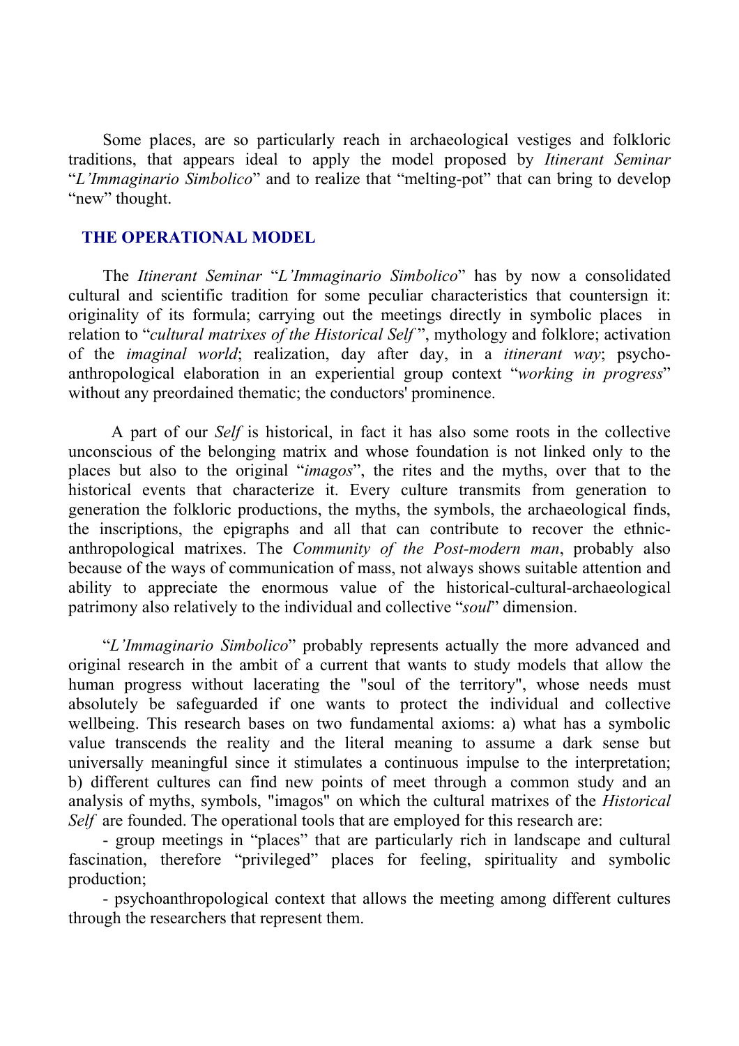Some places, are so particularly reach in archaeological vestiges and folkloric traditions, that appears ideal to apply the model proposed by *Itinerant Seminar* "*L'Immaginario Simbolico*" and to realize that "melting-pot" that can bring to develop "new" thought.

## THE OPERATIONAL MODEL

The *Itinerant Seminar* "*L'Immaginario Simbolico*" has by now a consolidated cultural and scientific tradition for some peculiar characteristics that countersign it: originality of its formula; carrying out the meetings directly in symbolic places in relation to "*cultural matrixes of the Historical Self*", mythology and folklore; activation of the *imaginal world*; realization, day after day, in a *itinerant way*; psycho-anthropological elaboration in an experiential group context "*working in progress*" without any preordained thematic; the conductors' prominence.

A part of our *Self* is historical, in fact it has also some roots in the collective unconscious of the belonging matrix and whose foundation is not linked only to the places but also to the original "*imagos*", the rites and the myths, over that to the historical events that characterize it. Every culture transmits from generation to generation the folkloric productions, the myths, the symbols, the archaeological finds, the inscriptions, the epigraphs and all that can contribute to recover the ethnic-anthropological matrixes. The *Community of the Post-modern man*, probably also because of the ways of communication of mass, not always shows suitable attention and ability to appreciate the enormous value of the historical-cultural-archaeological patrimony also relatively to the individual and collective "*soul*" dimension.

"*L'Immaginario Simbolico*" probably represents actually the more advanced and original research in the ambit of a current that wants to study models that allow the human progress without lacerating the "soul of the territory", whose needs must absolutely be safeguarded if one wants to protect the individual and collective wellbeing. This research bases on two fundamental axioms: a) what has a symbolic value transcends the reality and the literal meaning to assume a dark sense but universally meaningful since it stimulates a continuous impulse to the interpretation; b) different cultures can find new points of meet through a common study and an analysis of myths, symbols, "imagos" on which the cultural matrixes of the *Historical Self* are founded. The operational tools that are employed for this research are:

- group meetings in "places" that are particularly rich in landscape and cultural fascination, therefore "privileged" places for feeling, spirituality and symbolic production;
- psychoanthropological context that allows the meeting among different cultures through the researchers that represent them.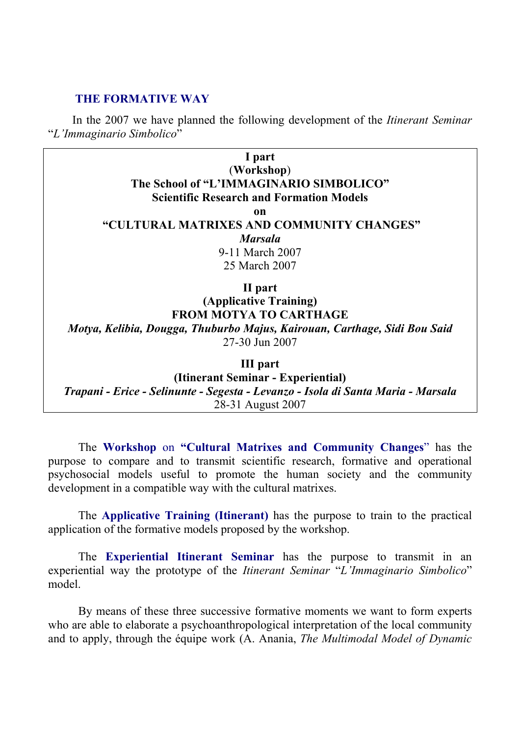## THE FORMATIVE WAY

In the 2007 we have planned the following development of the *Itinerant Seminar* "*L'Immaginario Simbolico*"

**I part**
(**Workshop**)
**The School of "L'IMMAGINARIO SIMBOLICO"**
**Scientific Research and Formation Models**
**on**
**"CULTURAL MATRIXES AND COMMUNITY CHANGES"**
***Marsala***
9-11 March 2007
25 March 2007

**II part**
**(Applicative Training)**
**FROM MOTYA TO CARTHAGE**
***Motya, Kelibia, Dougga, Thuburbo Majus, Kairouan, Carthage, Sidi Bou Said***
27-30 Jun 2007

**III part**
**(Itinerant Seminar - Experiential)**
***Trapani - Erice - Selinunte - Segesta - Levanzo - Isola di Santa Maria - Marsala***
28-31 August 2007

The **Workshop** on **"Cultural Matrixes and Community Changes**" has the purpose to compare and to transmit scientific research, formative and operational psychosocial models useful to promote the human society and the community development in a compatible way with the cultural matrixes.

The **Applicative Training (Itinerant)** has the purpose to train to the practical application of the formative models proposed by the workshop.

The **Experiential Itinerant Seminar** has the purpose to transmit in an experiential way the prototype of the *Itinerant Seminar* "*L'Immaginario Simbolico*" model.

By means of these three successive formative moments we want to form experts who are able to elaborate a psychoanthropological interpretation of the local community and to apply, through the équipe work (A. Anania, *The Multimodal Model of Dynamic*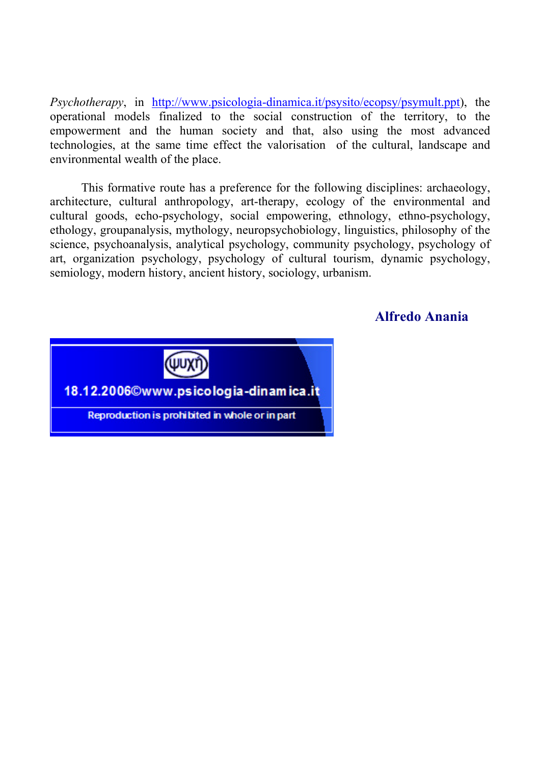*Psychotherapy*, in http://www.psicologia-dinamica.it/psysito/ecopsy/psymult.ppt), the operational models finalized to the social construction of the territory, to the empowerment and the human society and that, also using the most advanced technologies, at the same time effect the valorisation of the cultural, landscape and environmental wealth of the place.

This formative route has a preference for the following disciplines: archaeology, architecture, cultural anthropology, art-therapy, ecology of the environmental and cultural goods, echo-psychology, social empowering, ethnology, ethno-psychology, ethology, groupanalysis, mythology, neuropsychobiology, linguistics, philosophy of the science, psychoanalysis, analytical psychology, community psychology, psychology of art, organization psychology, psychology of cultural tourism, dynamic psychology, semiology, modern history, ancient history, sociology, urbanism.

**Alfredo Anania**

ψυχή

18.12.2006©www.psicologia-dinamica.it

Reproduction is prohibited in whole or in part